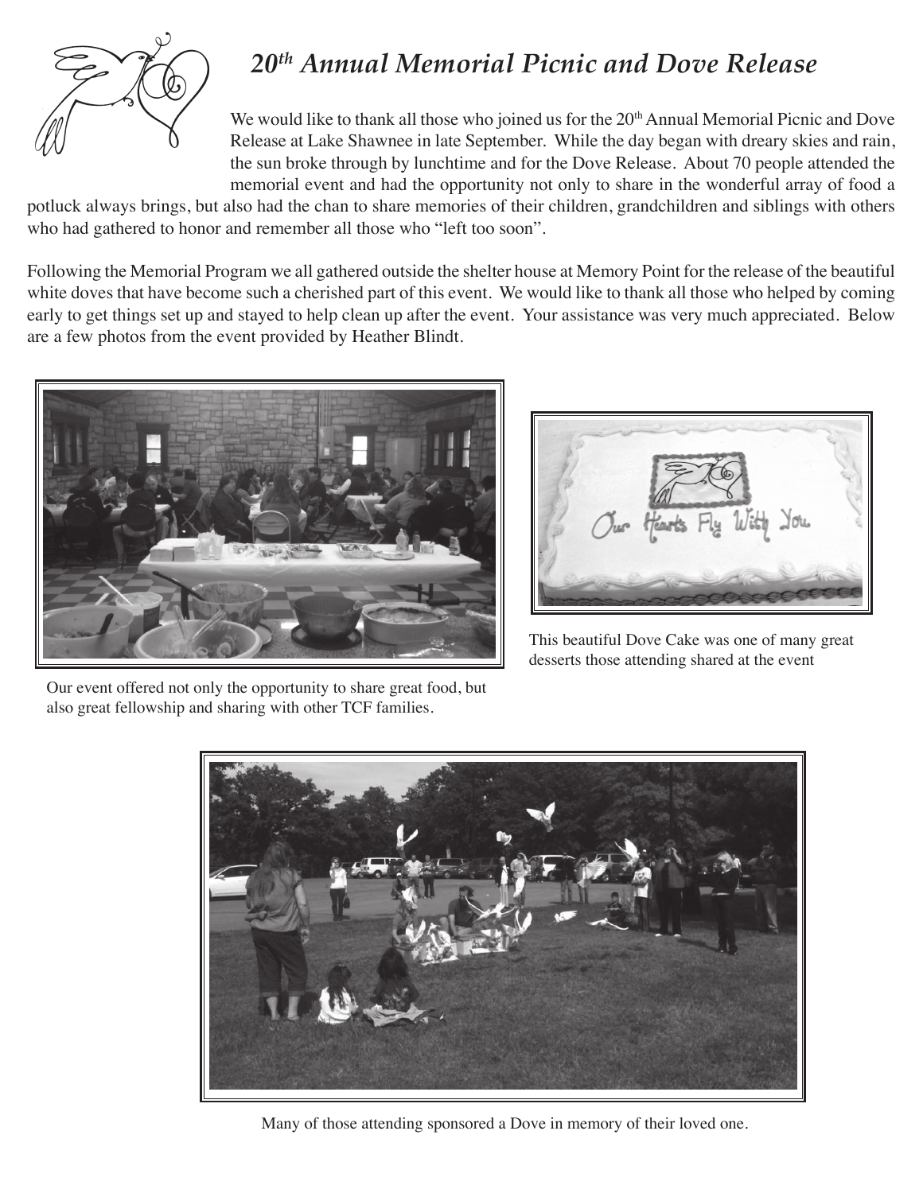# 20th Annual Memorial Picnic and Dove Release

We would like to thank all those who joined us for the 20th Annual Memorial Picnic and Dove Release at Lake Shawnee in late September. While the day began with dreary skies and rain, the sun broke through by lunchtime and for the Dove Release. About 70 people attended the memorial event and had the opportunity not only to share in the wonderful array of food a potluck always brings, but also had the chan to share memories of their children, grandchildren and siblings with others who had gathered to honor and remember all those who "left too soon".

Following the Memorial Program we all gathered outside the shelter house at Memory Point for the release of the beautiful white doves that have become such a cherished part of this event. We would like to thank all those who helped by coming early to get things set up and stayed to help clean up after the event. Your assistance was very much appreciated. Below are a few photos from the event provided by Heather Blindt.

Our event offered not only the opportunity to share great food, but also great fellowship and sharing with other TCF families.

This beautiful Dove Cake was one of many great desserts those attending shared at the event

Many of those attending sponsored a Dove in memory of their loved one.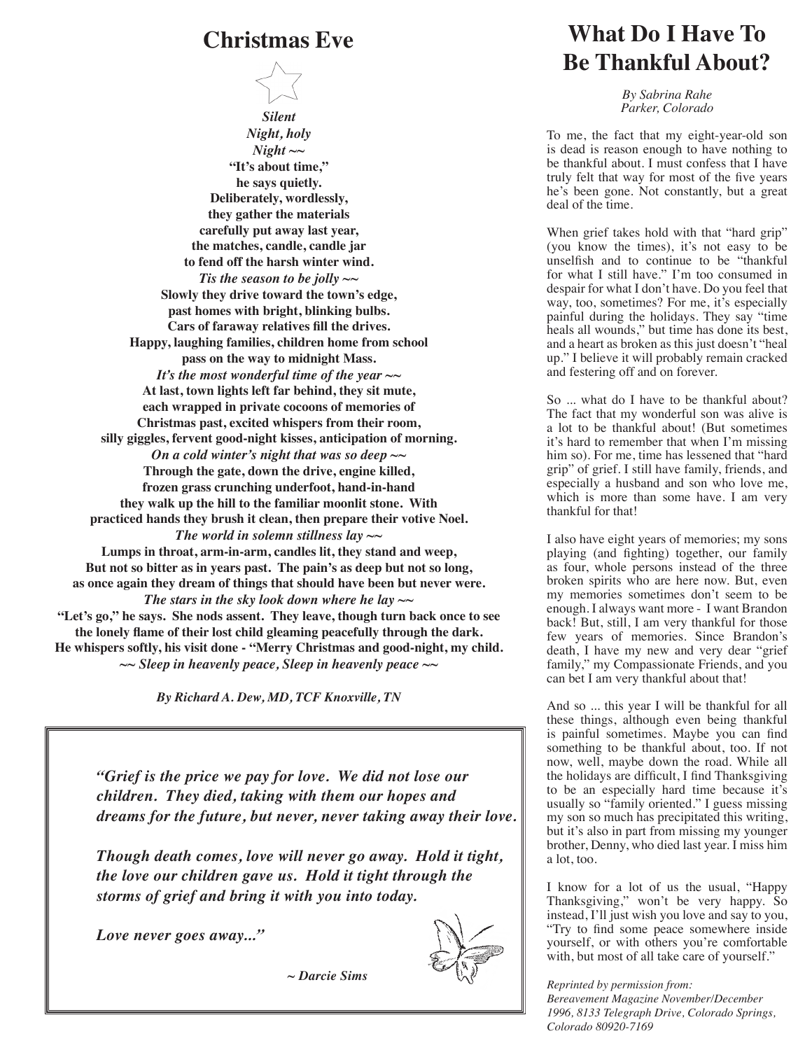# Christmas Eve

***Silent***
***Night, holy***
***Night ~~***
**"It's about time,"**
**he says quietly.**
**Deliberately, wordlessly,**
**they gather the materials**
**carefully put away last year,**
**the matches, candle, candle jar**
**to fend off the harsh winter wind.**
***Tis the season to be jolly ~~***
**Slowly they drive toward the town's edge,**
**past homes with bright, blinking bulbs.**
**Cars of faraway relatives fill the drives.**
**Happy, laughing families, children home from school**
**pass on the way to midnight Mass.**
***It's the most wonderful time of the year ~~***
**At last, town lights left far behind, they sit mute,**
**each wrapped in private cocoons of memories of**
**Christmas past, excited whispers from their room,**
**silly giggles, fervent good-night kisses, anticipation of morning.**
***On a cold winter's night that was so deep ~~***
**Through the gate, down the drive, engine killed,**
**frozen grass crunching underfoot, hand-in-hand**
**they walk up the hill to the familiar moonlit stone. With**
**practiced hands they brush it clean, then prepare their votive Noel.**
***The world in solemn stillness lay ~~***
**Lumps in throat, arm-in-arm, candles lit, they stand and weep,**
**But not so bitter as in years past. The pain's as deep but not so long,**
**as once again they dream of things that should have been but never were.**
***The stars in the sky look down where he lay ~~***
**"Let's go," he says. She nods assent. They leave, though turn back once to see**
**the lonely flame of their lost child gleaming peacefully through the dark.**
**He whispers softly, his visit done - "Merry Christmas and good-night, my child.**
***~~ Sleep in heavenly peace, Sleep in heavenly peace ~~***

***By Richard A. Dew, MD, TCF Knoxville, TN***

***"Grief is the price we pay for love. We did not lose our children. They died, taking with them our hopes and dreams for the future, but never, never taking away their love.***

***Though death comes, love will never go away. Hold it tight, the love our children gave us. Hold it tight through the storms of grief and bring it with you into today.***

***Love never goes away..."***

***~ Darcie Sims***

# What Do I Have To Be Thankful About?

*By Sabrina Rahe*
*Parker, Colorado*

To me, the fact that my eight-year-old son is dead is reason enough to have nothing to be thankful about. I must confess that I have truly felt that way for most of the five years he's been gone. Not constantly, but a great deal of the time.

When grief takes hold with that "hard grip" (you know the times), it's not easy to be unselfish and to continue to be "thankful for what I still have." I'm too consumed in despair for what I don't have. Do you feel that way, too, sometimes? For me, it's especially painful during the holidays. They say "time heals all wounds," but time has done its best, and a heart as broken as this just doesn't "heal up." I believe it will probably remain cracked and festering off and on forever.

So ... what do I have to be thankful about? The fact that my wonderful son was alive is a lot to be thankful about! (But sometimes it's hard to remember that when I'm missing him so). For me, time has lessened that "hard grip" of grief. I still have family, friends, and especially a husband and son who love me, which is more than some have. I am very thankful for that!

I also have eight years of memories; my sons playing (and fighting) together, our family as four, whole persons instead of the three broken spirits who are here now. But, even my memories sometimes don't seem to be enough. I always want more - I want Brandon back! But, still, I am very thankful for those few years of memories. Since Brandon's death, I have my new and very dear "grief family," my Compassionate Friends, and you can bet I am very thankful about that!

And so ... this year I will be thankful for all these things, although even being thankful is painful sometimes. Maybe you can find something to be thankful about, too. If not now, well, maybe down the road. While all the holidays are difficult, I find Thanksgiving to be an especially hard time because it's usually so "family oriented." I guess missing my son so much has precipitated this writing, but it's also in part from missing my younger brother, Denny, who died last year. I miss him a lot, too.

I know for a lot of us the usual, "Happy Thanksgiving," won't be very happy. So instead, I'll just wish you love and say to you, "Try to find some peace somewhere inside yourself, or with others you're comfortable with, but most of all take care of yourself."

*Reprinted by permission from:*
*Bereavement Magazine November/December 1996, 8133 Telegraph Drive, Colorado Springs, Colorado 80920-7169*